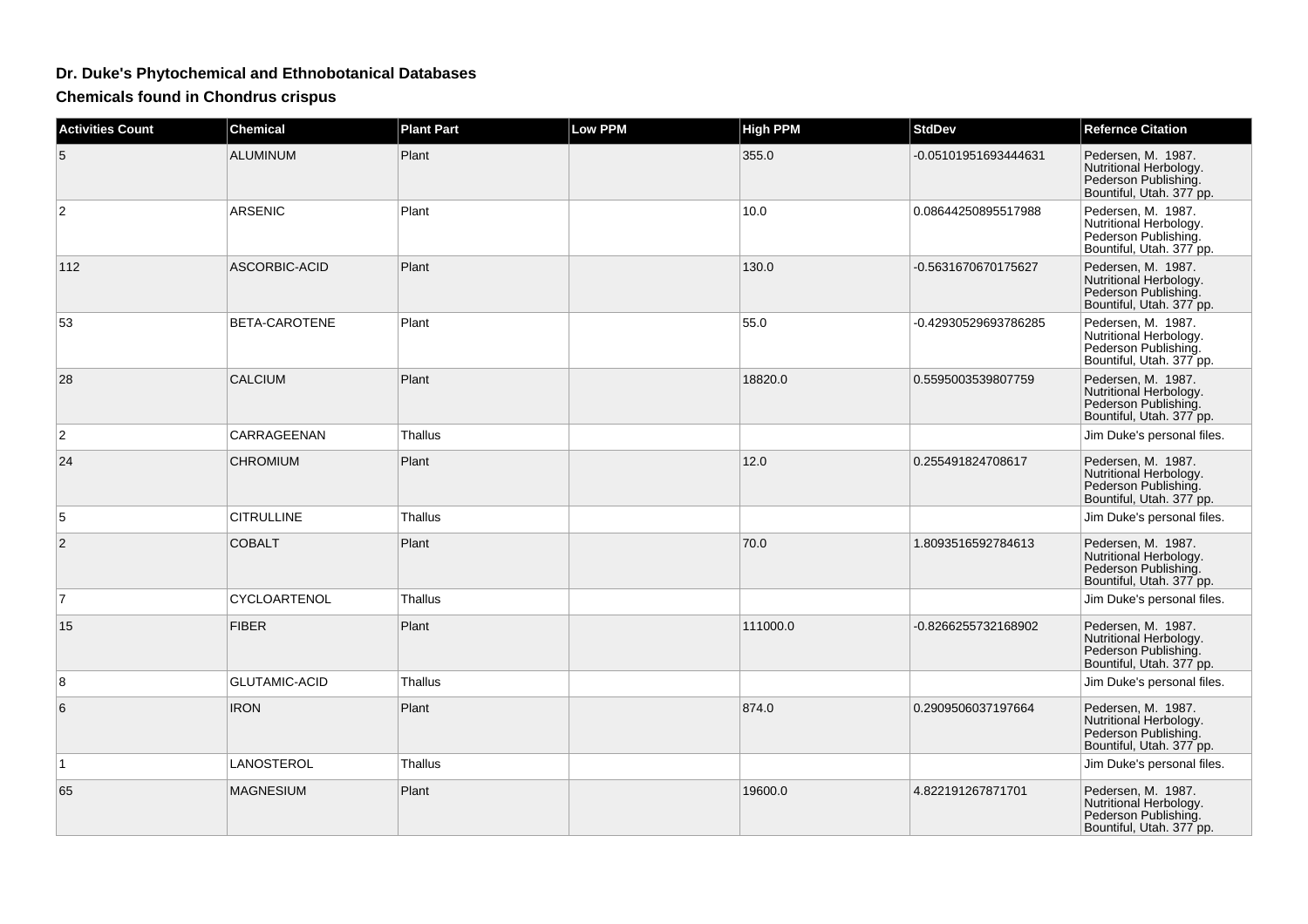## Dr. Duke's Phytochemical and Ethnobotanical Databases

### Chemicals found in Chondrus crispus

| Activities Count | Chemical | Plant Part | Low PPM | High PPM | StdDev | Refernce Citation |
|---|---|---|---|---|---|---|
| 5 | ALUMINUM | Plant | | 355.0 | -0.05101951693444631 | Pedersen, M. 1987. Nutritional Herbology. Pederson Publishing. Bountiful, Utah. 377 pp. |
| 2 | ARSENIC | Plant | | 10.0 | 0.08644250895517988 | Pedersen, M. 1987. Nutritional Herbology. Pederson Publishing. Bountiful, Utah. 377 pp. |
| 112 | ASCORBIC-ACID | Plant | | 130.0 | -0.5631670670175627 | Pedersen, M. 1987. Nutritional Herbology. Pederson Publishing. Bountiful, Utah. 377 pp. |
| 53 | BETA-CAROTENE | Plant | | 55.0 | -0.42930529693786285 | Pedersen, M. 1987. Nutritional Herbology. Pederson Publishing. Bountiful, Utah. 377 pp. |
| 28 | CALCIUM | Plant | | 18820.0 | 0.5595003539807759 | Pedersen, M. 1987. Nutritional Herbology. Pederson Publishing. Bountiful, Utah. 377 pp. |
| 2 | CARRAGEENAN | Thallus | | | | Jim Duke's personal files. |
| 24 | CHROMIUM | Plant | | 12.0 | 0.255491824708617 | Pedersen, M. 1987. Nutritional Herbology. Pederson Publishing. Bountiful, Utah. 377 pp. |
| 5 | CITRULLINE | Thallus | | | | Jim Duke's personal files. |
| 2 | COBALT | Plant | | 70.0 | 1.8093516592784613 | Pedersen, M. 1987. Nutritional Herbology. Pederson Publishing. Bountiful, Utah. 377 pp. |
| 7 | CYCLOARTENOL | Thallus | | | | Jim Duke's personal files. |
| 15 | FIBER | Plant | | 111000.0 | -0.8266255732168902 | Pedersen, M. 1987. Nutritional Herbology. Pederson Publishing. Bountiful, Utah. 377 pp. |
| 8 | GLUTAMIC-ACID | Thallus | | | | Jim Duke's personal files. |
| 6 | IRON | Plant | | 874.0 | 0.2909506037197664 | Pedersen, M. 1987. Nutritional Herbology. Pederson Publishing. Bountiful, Utah. 377 pp. |
| 1 | LANOSTEROL | Thallus | | | | Jim Duke's personal files. |
| 65 | MAGNESIUM | Plant | | 19600.0 | 4.822191267871701 | Pedersen, M. 1987. Nutritional Herbology. Pederson Publishing. Bountiful, Utah. 377 pp. |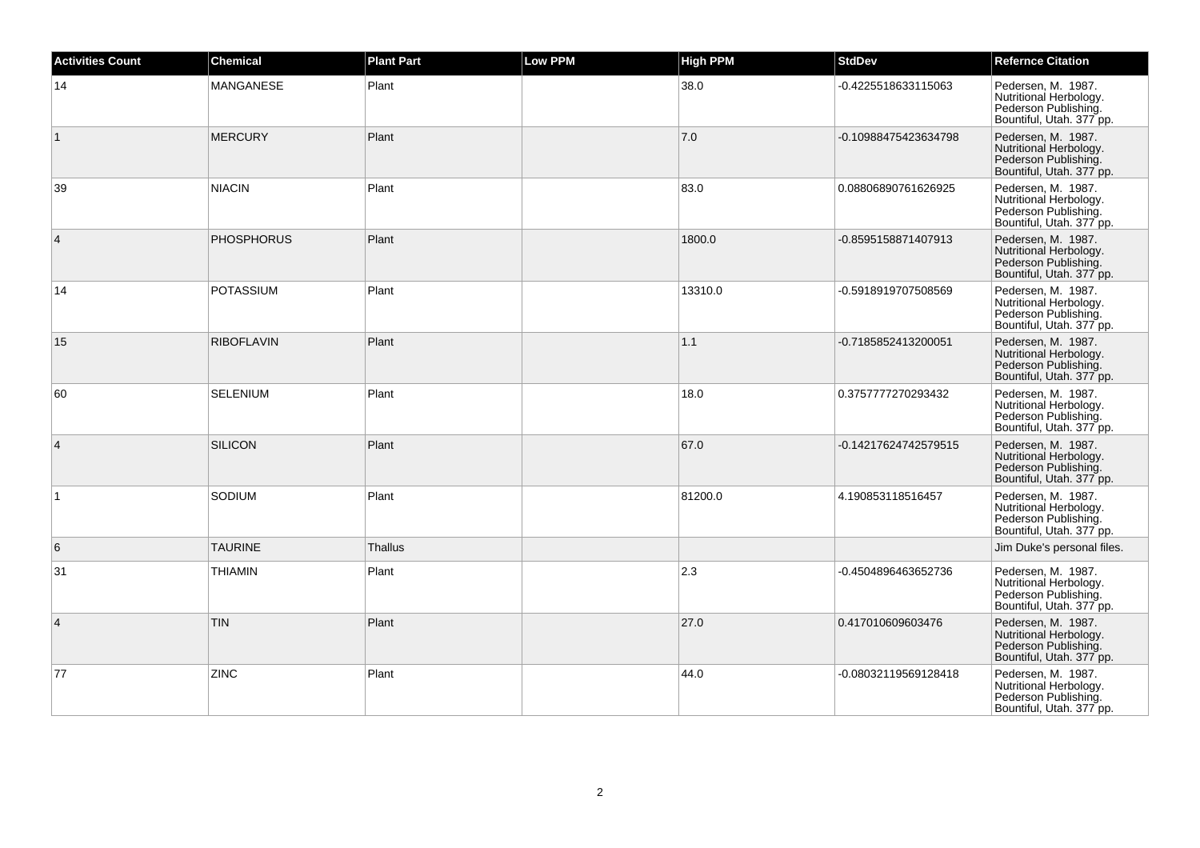| Activities Count | Chemical | Plant Part | Low PPM | High PPM | StdDev | Refernce Citation |
| --- | --- | --- | --- | --- | --- | --- |
| 14 | MANGANESE | Plant | | 38.0 | -0.4225518633115063 | Pedersen, M. 1987. Nutritional Herbology. Pederson Publishing. Bountiful, Utah. 377 pp. |
| 1 | MERCURY | Plant | | 7.0 | -0.10988475423634798 | Pedersen, M. 1987. Nutritional Herbology. Pederson Publishing. Bountiful, Utah. 377 pp. |
| 39 | NIACIN | Plant | | 83.0 | 0.08806890761626925 | Pedersen, M. 1987. Nutritional Herbology. Pederson Publishing. Bountiful, Utah. 377 pp. |
| 4 | PHOSPHORUS | Plant | | 1800.0 | -0.8595158871407913 | Pedersen, M. 1987. Nutritional Herbology. Pederson Publishing. Bountiful, Utah. 377 pp. |
| 14 | POTASSIUM | Plant | | 13310.0 | -0.5918919707508569 | Pedersen, M. 1987. Nutritional Herbology. Pederson Publishing. Bountiful, Utah. 377 pp. |
| 15 | RIBOFLAVIN | Plant | | 1.1 | -0.7185852413200051 | Pedersen, M. 1987. Nutritional Herbology. Pederson Publishing. Bountiful, Utah. 377 pp. |
| 60 | SELENIUM | Plant | | 18.0 | 0.3757777270293432 | Pedersen, M. 1987. Nutritional Herbology. Pederson Publishing. Bountiful, Utah. 377 pp. |
| 4 | SILICON | Plant | | 67.0 | -0.14217624742579515 | Pedersen, M. 1987. Nutritional Herbology. Pederson Publishing. Bountiful, Utah. 377 pp. |
| 1 | SODIUM | Plant | | 81200.0 | 4.190853118516457 | Pedersen, M. 1987. Nutritional Herbology. Pederson Publishing. Bountiful, Utah. 377 pp. |
| 6 | TAURINE | Thallus | | | | Jim Duke's personal files. |
| 31 | THIAMIN | Plant | | 2.3 | -0.4504896463652736 | Pedersen, M. 1987. Nutritional Herbology. Pederson Publishing. Bountiful, Utah. 377 pp. |
| 4 | TIN | Plant | | 27.0 | 0.417010609603476 | Pedersen, M. 1987. Nutritional Herbology. Pederson Publishing. Bountiful, Utah. 377 pp. |
| 77 | ZINC | Plant | | 44.0 | -0.08032119569128418 | Pedersen, M. 1987. Nutritional Herbology. Pederson Publishing. Bountiful, Utah. 377 pp. |